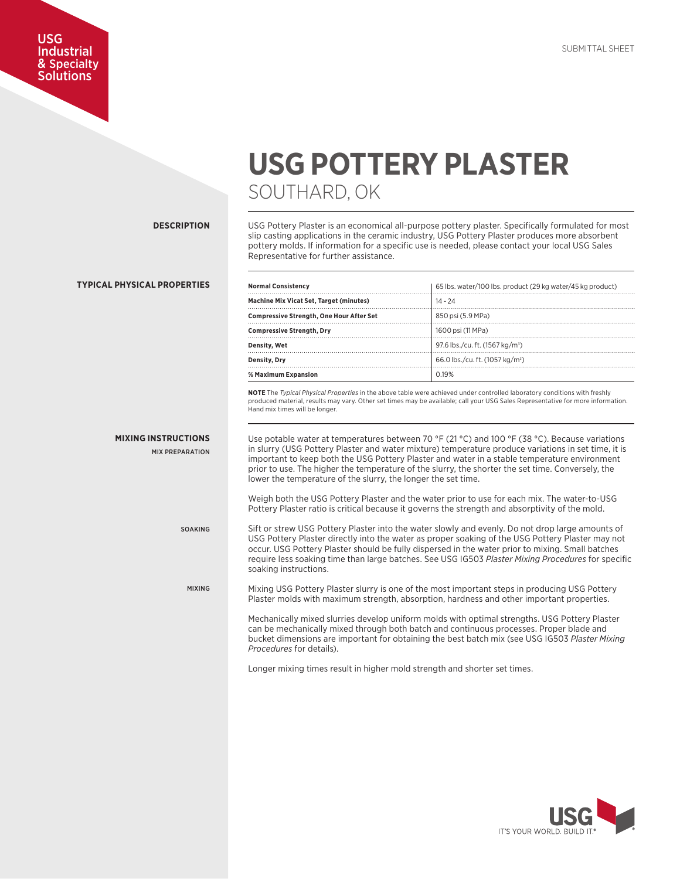USG Industrial & Specialty Solutions

SUBMITTAL SHEET

# USG POTTERY PLASTER

## SOUTHARD, OK

## DESCRIPTION

USG Pottery Plaster is an economical all-purpose pottery plaster. Specifically formulated for most slip casting applications in the ceramic industry, USG Pottery Plaster produces more absorbent pottery molds. If information for a specific use is needed, please contact your local USG Sales Representative for further assistance.

## TYPICAL PHYSICAL PROPERTIES

| Property | Value |
|---|---|
| **Normal Consistency** | 65 lbs. water/100 lbs. product (29 kg water/45 kg product) |
| **Machine Mix Vicat Set, Target (minutes)** | 14 - 24 |
| **Compressive Strength, One Hour After Set** | 850 psi (5.9 MPa) |
| **Compressive Strength, Dry** | 1600 psi (11 MPa) |
| **Density, Wet** | 97.6 lbs./cu. ft. (1567 kg/m³) |
| **Density, Dry** | 66.0 lbs./cu. ft. (1057 kg/m³) |
| **% Maximum Expansion** | 0.19% |

**NOTE** The *Typical Physical Properties* in the above table were achieved under controlled laboratory conditions with freshly produced material, results may vary. Other set times may be available; call your USG Sales Representative for more information. Hand mix times will be longer.

## MIXING INSTRUCTIONS

### MIX PREPARATION

Use potable water at temperatures between 70 °F (21 °C) and 100 °F (38 °C). Because variations in slurry (USG Pottery Plaster and water mixture) temperature produce variations in set time, it is important to keep both the USG Pottery Plaster and water in a stable temperature environment prior to use. The higher the temperature of the slurry, the shorter the set time. Conversely, the lower the temperature of the slurry, the longer the set time.

Weigh both the USG Pottery Plaster and the water prior to use for each mix. The water-to-USG Pottery Plaster ratio is critical because it governs the strength and absorptivity of the mold.

### SOAKING

Sift or strew USG Pottery Plaster into the water slowly and evenly. Do not drop large amounts of USG Pottery Plaster directly into the water as proper soaking of the USG Pottery Plaster may not occur. USG Pottery Plaster should be fully dispersed in the water prior to mixing. Small batches require less soaking time than large batches. See USG IG503 *Plaster Mixing Procedures* for specific soaking instructions.

### MIXING

Mixing USG Pottery Plaster slurry is one of the most important steps in producing USG Pottery Plaster molds with maximum strength, absorption, hardness and other important properties.

Mechanically mixed slurries develop uniform molds with optimal strengths. USG Pottery Plaster can be mechanically mixed through both batch and continuous processes. Proper blade and bucket dimensions are important for obtaining the best batch mix (see USG IG503 *Plaster Mixing Procedures* for details).

Longer mixing times result in higher mold strength and shorter set times.

USG IT'S YOUR WORLD. BUILD IT.®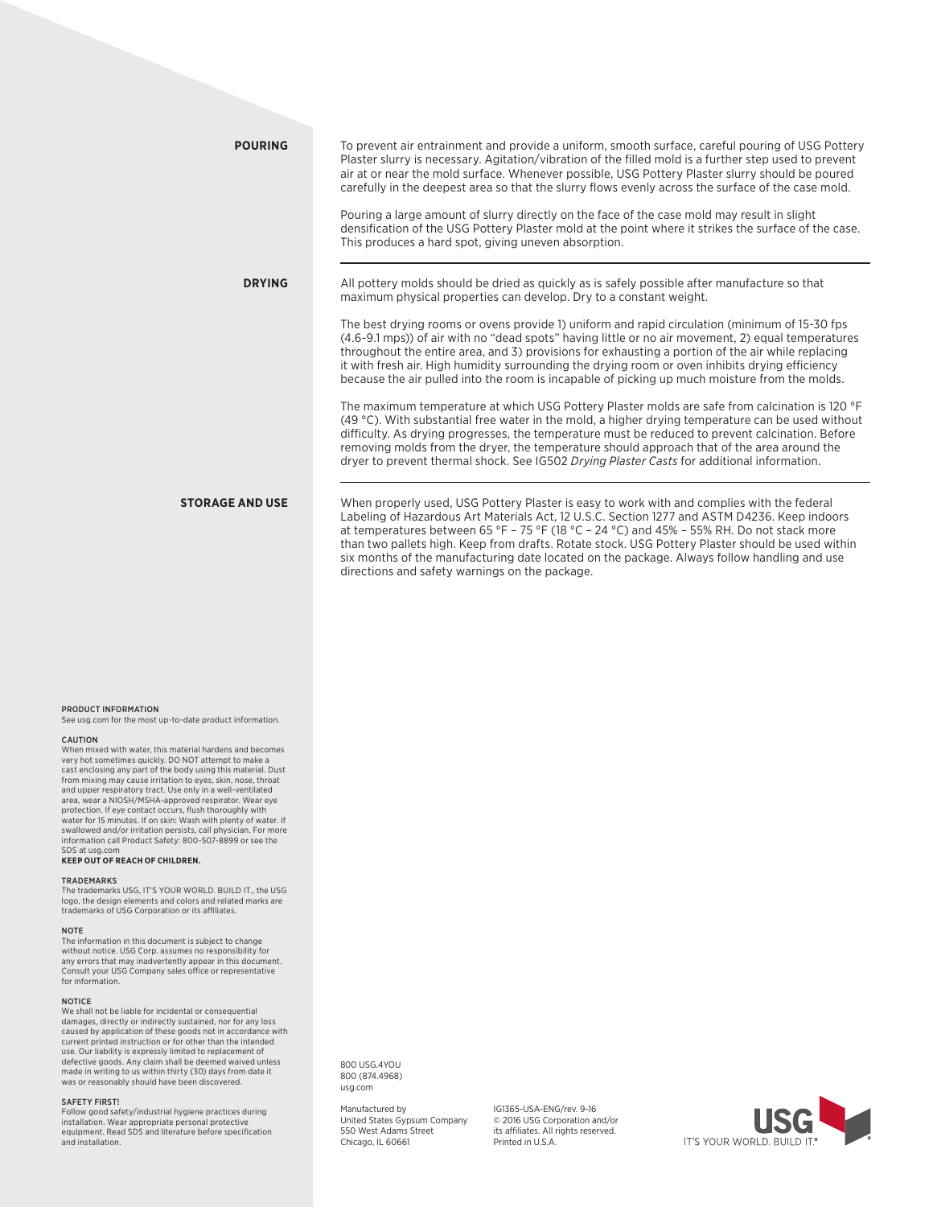## POURING

To prevent air entrainment and provide a uniform, smooth surface, careful pouring of USG Pottery Plaster slurry is necessary. Agitation/vibration of the filled mold is a further step used to prevent air at or near the mold surface. Whenever possible, USG Pottery Plaster slurry should be poured carefully in the deepest area so that the slurry flows evenly across the surface of the case mold.

Pouring a large amount of slurry directly on the face of the case mold may result in slight densification of the USG Pottery Plaster mold at the point where it strikes the surface of the case. This produces a hard spot, giving uneven absorption.

## DRYING

All pottery molds should be dried as quickly as is safely possible after manufacture so that maximum physical properties can develop. Dry to a constant weight.

The best drying rooms or ovens provide 1) uniform and rapid circulation (minimum of 15-30 fps (4.6-9.1 mps)) of air with no “dead spots” having little or no air movement, 2) equal temperatures throughout the entire area, and 3) provisions for exhausting a portion of the air while replacing it with fresh air. High humidity surrounding the drying room or oven inhibits drying efficiency because the air pulled into the room is incapable of picking up much moisture from the molds.

The maximum temperature at which USG Pottery Plaster molds are safe from calcination is 120 °F (49 °C). With substantial free water in the mold, a higher drying temperature can be used without difficulty. As drying progresses, the temperature must be reduced to prevent calcination. Before removing molds from the dryer, the temperature should approach that of the area around the dryer to prevent thermal shock. See IG502 *Drying Plaster Casts* for additional information.

## STORAGE AND USE

When properly used, USG Pottery Plaster is easy to work with and complies with the federal Labeling of Hazardous Art Materials Act, 12 U.S.C. Section 1277 and ASTM D4236. Keep indoors at temperatures between 65 °F – 75 °F (18 °C – 24 °C) and 45% – 55% RH. Do not stack more than two pallets high. Keep from drafts. Rotate stock. USG Pottery Plaster should be used within six months of the manufacturing date located on the package. Always follow handling and use directions and safety warnings on the package.

**PRODUCT INFORMATION**
See usg.com for the most up-to-date product information.

**CAUTION**
When mixed with water, this material hardens and becomes very hot sometimes quickly. DO NOT attempt to make a cast enclosing any part of the body using this material. Dust from mixing may cause irritation to eyes, skin, nose, throat and upper respiratory tract. Use only in a well-ventilated area, wear a NIOSH/MSHA-approved respirator. Wear eye protection. If eye contact occurs, flush thoroughly with water for 15 minutes. If on skin: Wash with plenty of water. If swallowed and/or irritation persists, call physician. For more information call Product Safety: 800-507-8899 or see the SDS at usg.com
**KEEP OUT OF REACH OF CHILDREN.**

**TRADEMARKS**
The trademarks USG, IT'S YOUR WORLD. BUILD IT., the USG logo, the design elements and colors and related marks are trademarks of USG Corporation or its affiliates.

**NOTE**
The information in this document is subject to change without notice. USG Corp. assumes no responsibility for any errors that may inadvertently appear in this document. Consult your USG Company sales office or representative for information.

**NOTICE**
We shall not be liable for incidental or consequential damages, directly or indirectly sustained, nor for any loss caused by application of these goods not in accordance with current printed instruction or for other than the intended use. Our liability is expressly limited to replacement of defective goods. Any claim shall be deemed waived unless made in writing to us within thirty (30) days from date it was or reasonably should have been discovered.

**SAFETY FIRST!**
Follow good safety/industrial hygiene practices during installation. Wear appropriate personal protective equipment. Read SDS and literature before specification and installation.

800 USG.4YOU
800 (874.4968)
usg.com

Manufactured by
United States Gypsum Company
550 West Adams Street
Chicago, IL 60661

IG1365-USA-ENG/rev. 9-16
© 2016 USG Corporation and/or its affiliates. All rights reserved.
Printed in U.S.A.

USG
IT'S YOUR WORLD. BUILD IT.®